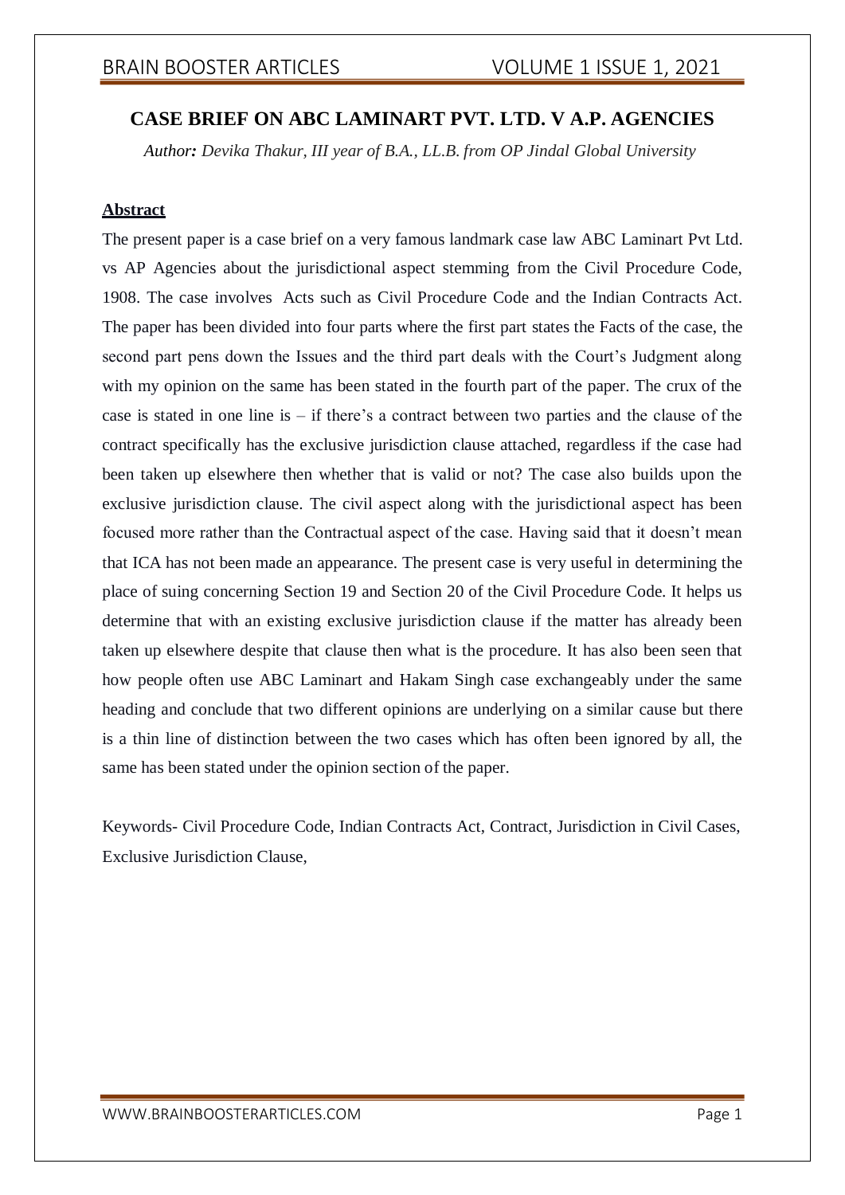# CASE BRIEF ON ABC LAMINART PVT. LTD. V A.P. AGENCIES

***Author:*** *Devika Thakur, III year of B.A., LL.B. from OP Jindal Global University*

**Abstract**

The present paper is a case brief on a very famous landmark case law ABC Laminart Pvt Ltd. vs AP Agencies about the jurisdictional aspect stemming from the Civil Procedure Code, 1908. The case involves Acts such as Civil Procedure Code and the Indian Contracts Act. The paper has been divided into four parts where the first part states the Facts of the case, the second part pens down the Issues and the third part deals with the Court's Judgment along with my opinion on the same has been stated in the fourth part of the paper. The crux of the case is stated in one line is – if there's a contract between two parties and the clause of the contract specifically has the exclusive jurisdiction clause attached, regardless if the case had been taken up elsewhere then whether that is valid or not? The case also builds upon the exclusive jurisdiction clause. The civil aspect along with the jurisdictional aspect has been focused more rather than the Contractual aspect of the case. Having said that it doesn't mean that ICA has not been made an appearance. The present case is very useful in determining the place of suing concerning Section 19 and Section 20 of the Civil Procedure Code. It helps us determine that with an existing exclusive jurisdiction clause if the matter has already been taken up elsewhere despite that clause then what is the procedure. It has also been seen that how people often use ABC Laminart and Hakam Singh case exchangeably under the same heading and conclude that two different opinions are underlying on a similar cause but there is a thin line of distinction between the two cases which has often been ignored by all, the same has been stated under the opinion section of the paper.

Keywords- Civil Procedure Code, Indian Contracts Act, Contract, Jurisdiction in Civil Cases, Exclusive Jurisdiction Clause,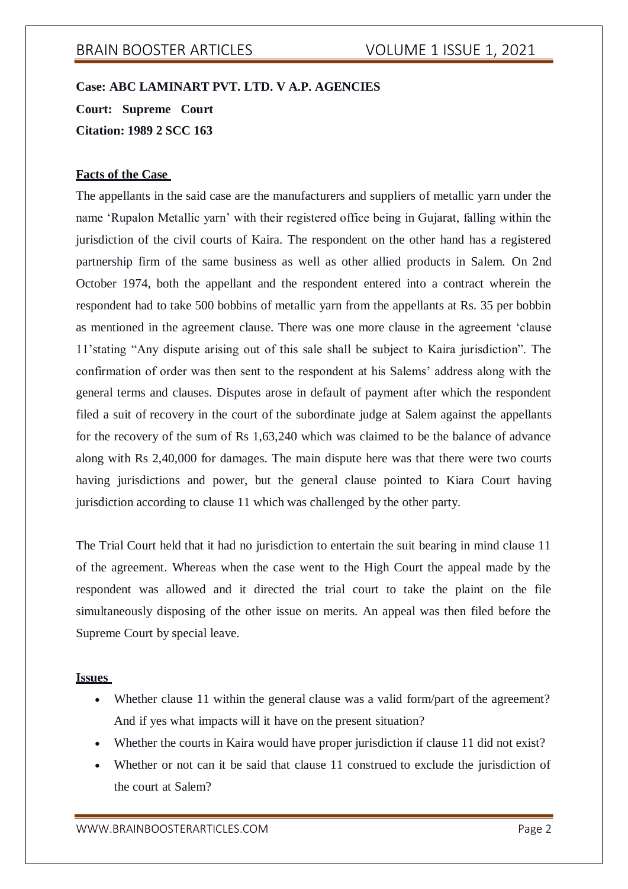**Case: ABC LAMINART PVT. LTD. V A.P. AGENCIES**

**Court: Supreme Court**

**Citation: 1989 2 SCC 163**

**Facts of the Case**

The appellants in the said case are the manufacturers and suppliers of metallic yarn under the name 'Rupalon Metallic yarn' with their registered office being in Gujarat, falling within the jurisdiction of the civil courts of Kaira. The respondent on the other hand has a registered partnership firm of the same business as well as other allied products in Salem. On 2nd October 1974, both the appellant and the respondent entered into a contract wherein the respondent had to take 500 bobbins of metallic yarn from the appellants at Rs. 35 per bobbin as mentioned in the agreement clause. There was one more clause in the agreement 'clause 11'stating "Any dispute arising out of this sale shall be subject to Kaira jurisdiction". The confirmation of order was then sent to the respondent at his Salems' address along with the general terms and clauses. Disputes arose in default of payment after which the respondent filed a suit of recovery in the court of the subordinate judge at Salem against the appellants for the recovery of the sum of Rs 1,63,240 which was claimed to be the balance of advance along with Rs 2,40,000 for damages. The main dispute here was that there were two courts having jurisdictions and power, but the general clause pointed to Kiara Court having jurisdiction according to clause 11 which was challenged by the other party.

The Trial Court held that it had no jurisdiction to entertain the suit bearing in mind clause 11 of the agreement. Whereas when the case went to the High Court the appeal made by the respondent was allowed and it directed the trial court to take the plaint on the file simultaneously disposing of the other issue on merits. An appeal was then filed before the Supreme Court by special leave.

**Issues**

- Whether clause 11 within the general clause was a valid form/part of the agreement? And if yes what impacts will it have on the present situation?
- Whether the courts in Kaira would have proper jurisdiction if clause 11 did not exist?
- Whether or not can it be said that clause 11 construed to exclude the jurisdiction of the court at Salem?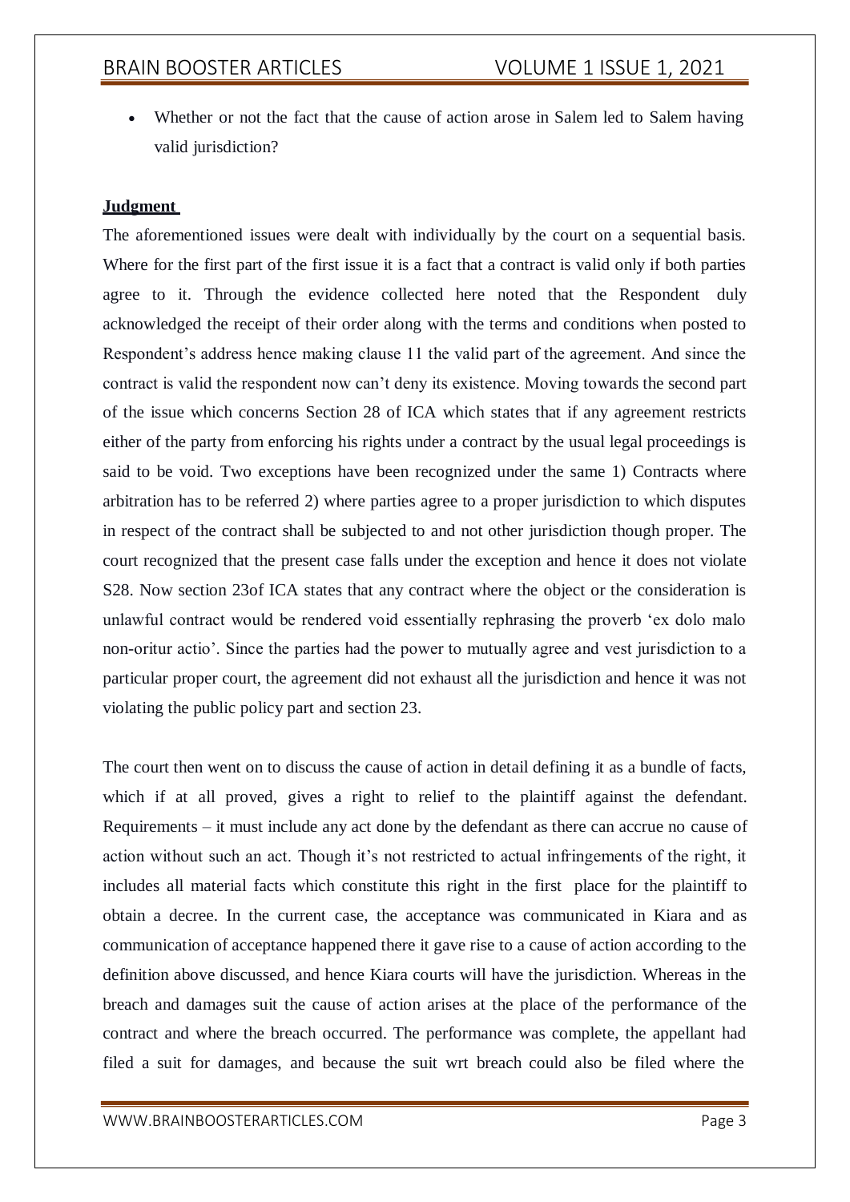- Whether or not the fact that the cause of action arose in Salem led to Salem having valid jurisdiction?

**Judgment**

The aforementioned issues were dealt with individually by the court on a sequential basis. Where for the first part of the first issue it is a fact that a contract is valid only if both parties agree to it. Through the evidence collected here noted that the Respondent duly acknowledged the receipt of their order along with the terms and conditions when posted to Respondent's address hence making clause 11 the valid part of the agreement. And since the contract is valid the respondent now can't deny its existence. Moving towards the second part of the issue which concerns Section 28 of ICA which states that if any agreement restricts either of the party from enforcing his rights under a contract by the usual legal proceedings is said to be void. Two exceptions have been recognized under the same 1) Contracts where arbitration has to be referred 2) where parties agree to a proper jurisdiction to which disputes in respect of the contract shall be subjected to and not other jurisdiction though proper. The court recognized that the present case falls under the exception and hence it does not violate S28. Now section 23of ICA states that any contract where the object or the consideration is unlawful contract would be rendered void essentially rephrasing the proverb 'ex dolo malo non-oritur actio'. Since the parties had the power to mutually agree and vest jurisdiction to a particular proper court, the agreement did not exhaust all the jurisdiction and hence it was not violating the public policy part and section 23.

The court then went on to discuss the cause of action in detail defining it as a bundle of facts, which if at all proved, gives a right to relief to the plaintiff against the defendant. Requirements – it must include any act done by the defendant as there can accrue no cause of action without such an act. Though it's not restricted to actual infringements of the right, it includes all material facts which constitute this right in the first place for the plaintiff to obtain a decree. In the current case, the acceptance was communicated in Kiara and as communication of acceptance happened there it gave rise to a cause of action according to the definition above discussed, and hence Kiara courts will have the jurisdiction. Whereas in the breach and damages suit the cause of action arises at the place of the performance of the contract and where the breach occurred. The performance was complete, the appellant had filed a suit for damages, and because the suit wrt breach could also be filed where the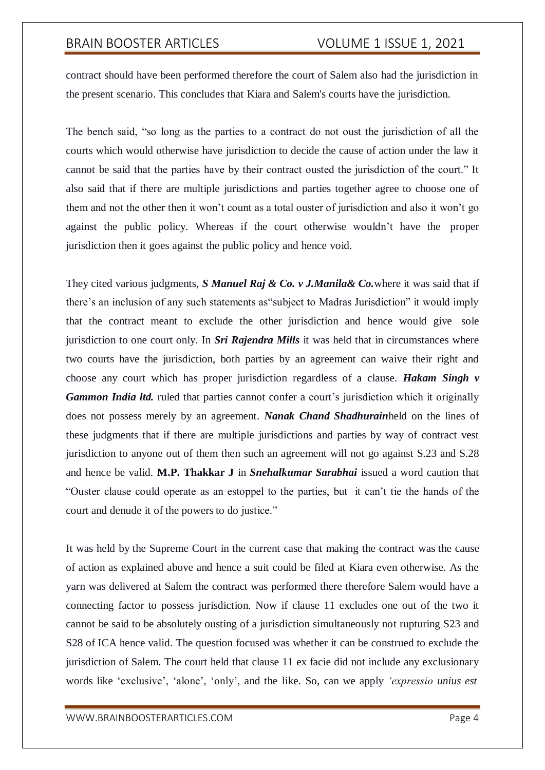contract should have been performed therefore the court of Salem also had the jurisdiction in the present scenario. This concludes that Kiara and Salem's courts have the jurisdiction.

The bench said, "so long as the parties to a contract do not oust the jurisdiction of all the courts which would otherwise have jurisdiction to decide the cause of action under the law it cannot be said that the parties have by their contract ousted the jurisdiction of the court." It also said that if there are multiple jurisdictions and parties together agree to choose one of them and not the other then it won't count as a total ouster of jurisdiction and also it won't go against the public policy. Whereas if the court otherwise wouldn't have the proper jurisdiction then it goes against the public policy and hence void.

They cited various judgments, ***S Manuel Raj & Co. v J.Manila& Co.***where it was said that if there's an inclusion of any such statements as"subject to Madras Jurisdiction" it would imply that the contract meant to exclude the other jurisdiction and hence would give sole jurisdiction to one court only. In ***Sri Rajendra Mills*** it was held that in circumstances where two courts have the jurisdiction, both parties by an agreement can waive their right and choose any court which has proper jurisdiction regardless of a clause. ***Hakam Singh v Gammon India ltd.*** ruled that parties cannot confer a court's jurisdiction which it originally does not possess merely by an agreement. ***Nanak Chand Shadhurain***held on the lines of these judgments that if there are multiple jurisdictions and parties by way of contract vest jurisdiction to anyone out of them then such an agreement will not go against S.23 and S.28 and hence be valid. **M.P. Thakkar J** in ***Snehalkumar Sarabhai*** issued a word caution that "Ouster clause could operate as an estoppel to the parties, but it can't tie the hands of the court and denude it of the powers to do justice."

It was held by the Supreme Court in the current case that making the contract was the cause of action as explained above and hence a suit could be filed at Kiara even otherwise. As the yarn was delivered at Salem the contract was performed there therefore Salem would have a connecting factor to possess jurisdiction. Now if clause 11 excludes one out of the two it cannot be said to be absolutely ousting of a jurisdiction simultaneously not rupturing S23 and S28 of ICA hence valid. The question focused was whether it can be construed to exclude the jurisdiction of Salem. The court held that clause 11 ex facie did not include any exclusionary words like 'exclusive', 'alone', 'only', and the like. So, can we apply *'expressio unius est*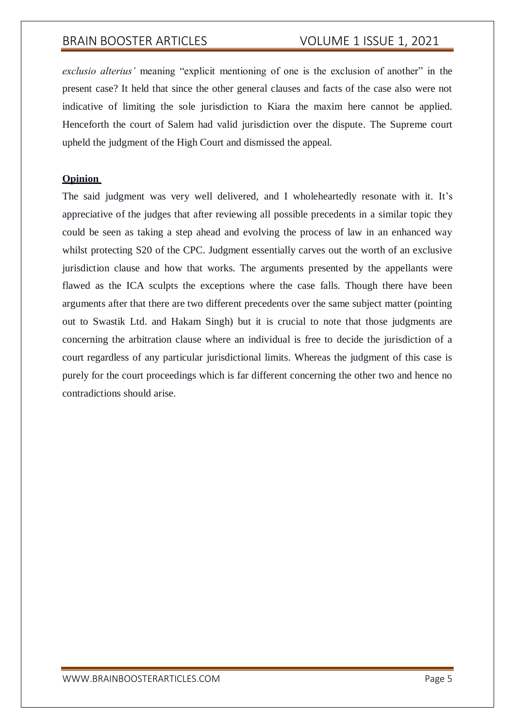*exclusio alterius'* meaning "explicit mentioning of one is the exclusion of another" in the present case? It held that since the other general clauses and facts of the case also were not indicative of limiting the sole jurisdiction to Kiara the maxim here cannot be applied. Henceforth the court of Salem had valid jurisdiction over the dispute. The Supreme court upheld the judgment of the High Court and dismissed the appeal.

**Opinion**

The said judgment was very well delivered, and I wholeheartedly resonate with it. It's appreciative of the judges that after reviewing all possible precedents in a similar topic they could be seen as taking a step ahead and evolving the process of law in an enhanced way whilst protecting S20 of the CPC. Judgment essentially carves out the worth of an exclusive jurisdiction clause and how that works. The arguments presented by the appellants were flawed as the ICA sculpts the exceptions where the case falls. Though there have been arguments after that there are two different precedents over the same subject matter (pointing out to Swastik Ltd. and Hakam Singh) but it is crucial to note that those judgments are concerning the arbitration clause where an individual is free to decide the jurisdiction of a court regardless of any particular jurisdictional limits. Whereas the judgment of this case is purely for the court proceedings which is far different concerning the other two and hence no contradictions should arise.